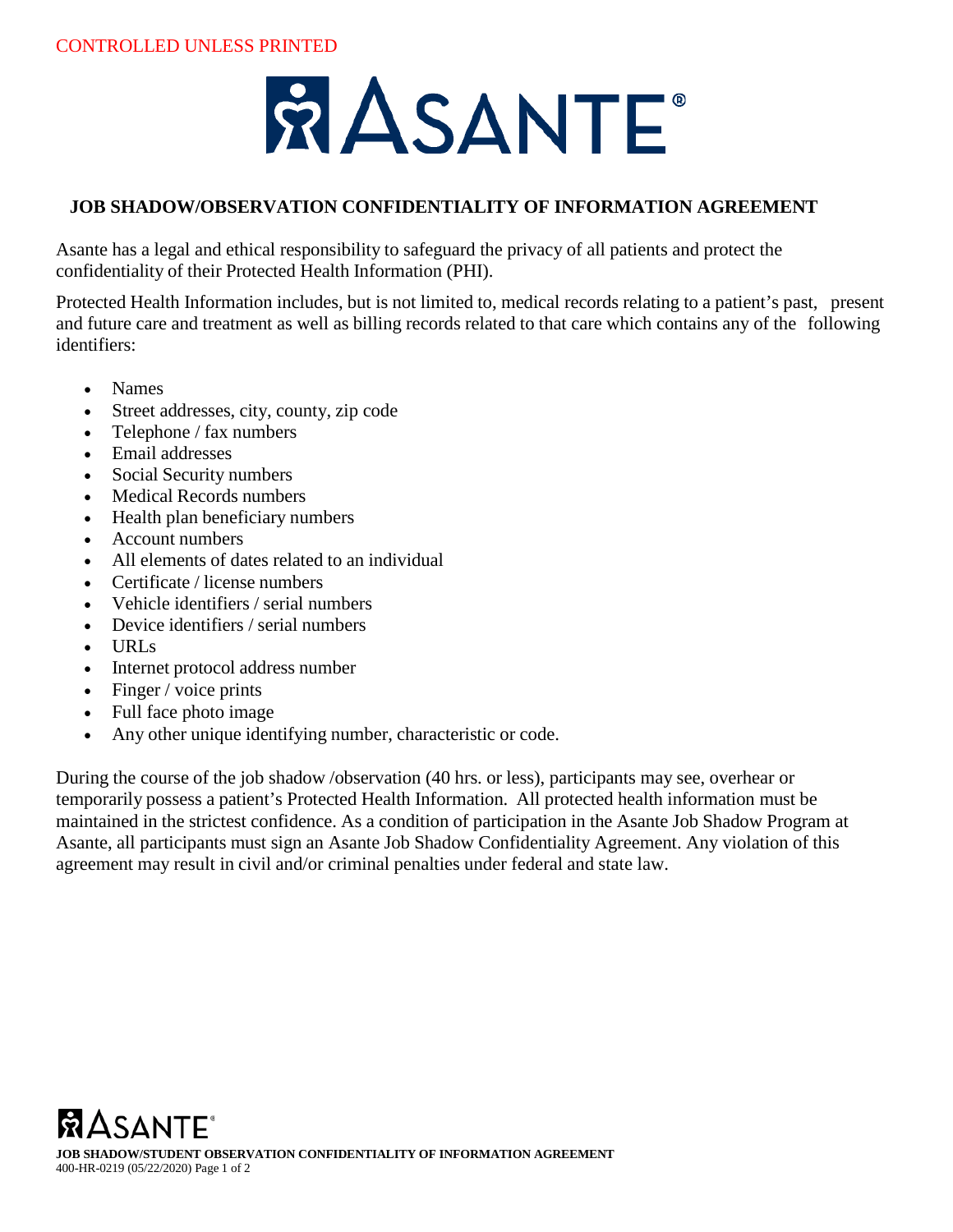CONTROLLED UNLESS PRINTED

ASANTE®

# JOB SHADOW/OBSERVATION CONFIDENTIALITY OF INFORMATION AGREEMENT

Asante has a legal and ethical responsibility to safeguard the privacy of all patients and protect the confidentiality of their Protected Health Information (PHI).

Protected Health Information includes, but is not limited to, medical records relating to a patient's past, present and future care and treatment as well as billing records related to that care which contains any of the following identifiers:

- Names
- Street addresses, city, county, zip code
- Telephone / fax numbers
- Email addresses
- Social Security numbers
- Medical Records numbers
- Health plan beneficiary numbers
- Account numbers
- All elements of dates related to an individual
- Certificate / license numbers
- Vehicle identifiers / serial numbers
- Device identifiers / serial numbers
- URLs
- Internet protocol address number
- Finger / voice prints
- Full face photo image
- Any other unique identifying number, characteristic or code.

During the course of the job shadow /observation (40 hrs. or less), participants may see, overhear or temporarily possess a patient's Protected Health Information. All protected health information must be maintained in the strictest confidence. As a condition of participation in the Asante Job Shadow Program at Asante, all participants must sign an Asante Job Shadow Confidentiality Agreement. Any violation of this agreement may result in civil and/or criminal penalties under federal and state law.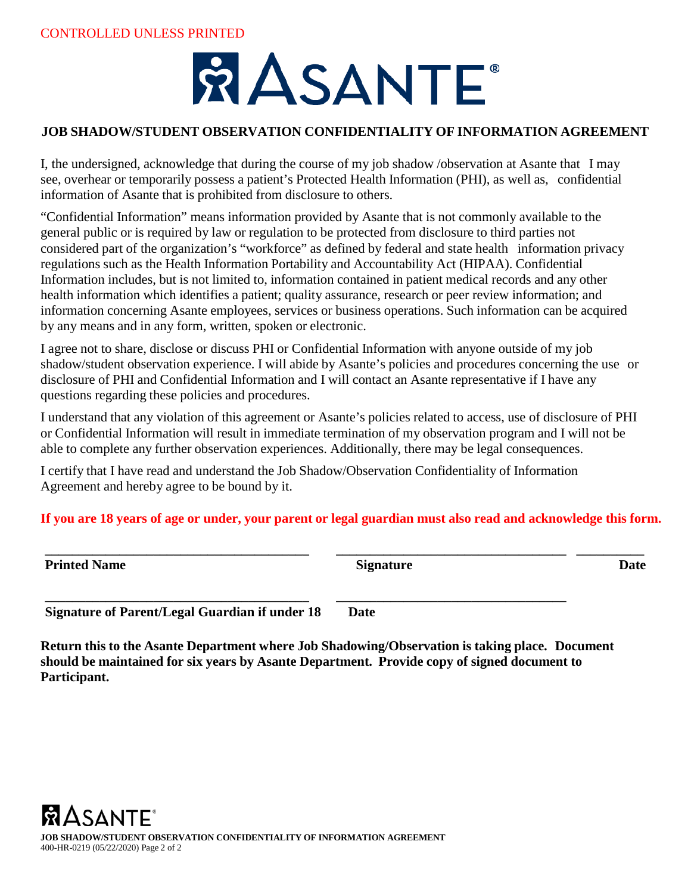CONTROLLED UNLESS PRINTED

ASANTE®

## JOB SHADOW/STUDENT OBSERVATION CONFIDENTIALITY OF INFORMATION AGREEMENT

I, the undersigned, acknowledge that during the course of my job shadow /observation at Asante that I may see, overhear or temporarily possess a patient's Protected Health Information (PHI), as well as, confidential information of Asante that is prohibited from disclosure to others.

"Confidential Information" means information provided by Asante that is not commonly available to the general public or is required by law or regulation to be protected from disclosure to third parties not considered part of the organization's "workforce" as defined by federal and state health information privacy regulations such as the Health Information Portability and Accountability Act (HIPAA). Confidential Information includes, but is not limited to, information contained in patient medical records and any other health information which identifies a patient; quality assurance, research or peer review information; and information concerning Asante employees, services or business operations. Such information can be acquired by any means and in any form, written, spoken or electronic.

I agree not to share, disclose or discuss PHI or Confidential Information with anyone outside of my job shadow/student observation experience. I will abide by Asante's policies and procedures concerning the use or disclosure of PHI and Confidential Information and I will contact an Asante representative if I have any questions regarding these policies and procedures.

I understand that any violation of this agreement or Asante's policies related to access, use of disclosure of PHI or Confidential Information will result in immediate termination of my observation program and I will not be able to complete any further observation experiences. Additionally, there may be legal consequences.

I certify that I have read and understand the Job Shadow/Observation Confidentiality of Information Agreement and hereby agree to be bound by it.

**If you are 18 years of age or under, your parent or legal guardian must also read and acknowledge this form.**

\_\_\_\_\_\_\_\_\_\_\_\_\_\_\_\_\_\_\_\_\_\_\_\_\_\_\_\_\_\_\_\_\_\_\_\_\_\_ \_\_\_\_\_\_\_\_\_\_\_\_\_\_\_\_\_\_\_\_\_\_\_\_\_\_\_\_\_\_\_\_\_\_\_\_ \_\_\_\_\_\_\_\_\_\_

**Printed Name** **Signature** **Date**

\_\_\_\_\_\_\_\_\_\_\_\_\_\_\_\_\_\_\_\_\_\_\_\_\_\_\_\_\_\_\_\_\_\_\_\_\_\_ \_\_\_\_\_\_\_\_\_\_\_\_\_\_\_\_\_\_\_\_\_\_\_\_\_\_\_\_\_\_\_\_\_\_\_\_

**Signature of Parent/Legal Guardian if under 18** **Date**

**Return this to the Asante Department where Job Shadowing/Observation is taking place. Document should be maintained for six years by Asante Department. Provide copy of signed document to Participant.**

ASANTE®

**JOB SHADOW/STUDENT OBSERVATION CONFIDENTIALITY OF INFORMATION AGREEMENT**
400-HR-0219 (05/22/2020)